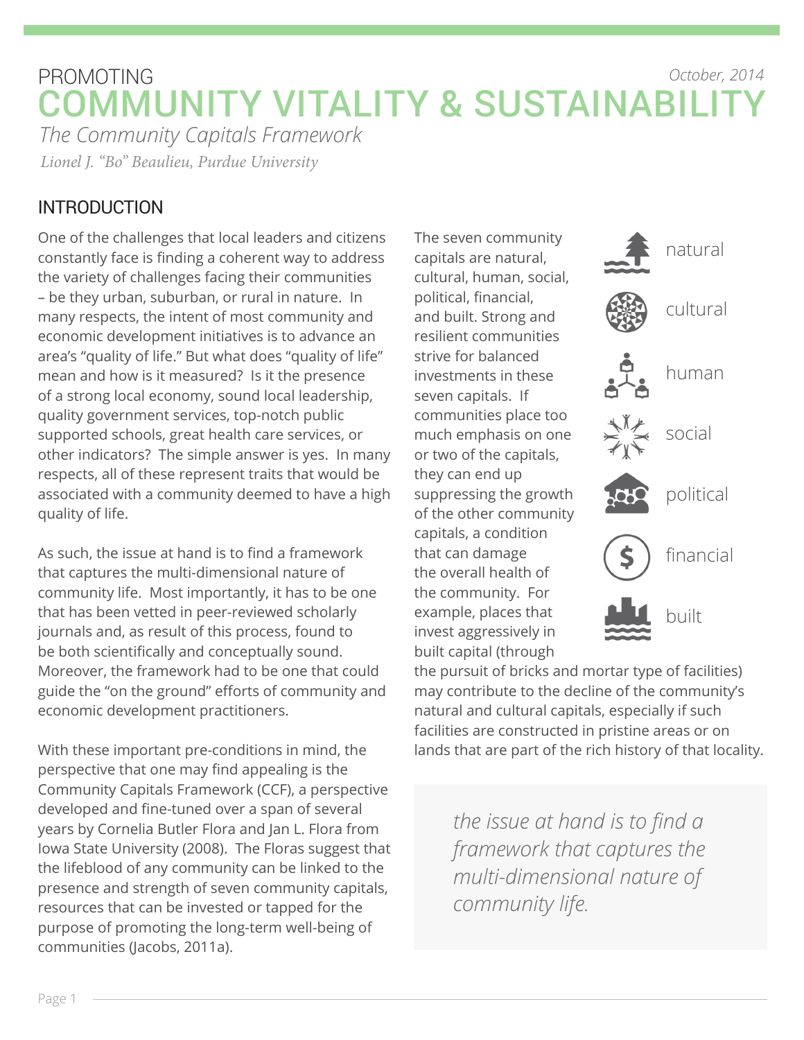PROMOTING

# COMMUNITY VITALITY & SUSTAINABILITY

*The Community Capitals Framework*

*Lionel J. "Bo" Beaulieu, Purdue University*

*October, 2014*

## INTRODUCTION

One of the challenges that local leaders and citizens constantly face is finding a coherent way to address the variety of challenges facing their communities – be they urban, suburban, or rural in nature. In many respects, the intent of most community and economic development initiatives is to advance an area's "quality of life." But what does "quality of life" mean and how is it measured? Is it the presence of a strong local economy, sound local leadership, quality government services, top-notch public supported schools, great health care services, or other indicators? The simple answer is yes. In many respects, all of these represent traits that would be associated with a community deemed to have a high quality of life.

As such, the issue at hand is to find a framework that captures the multi-dimensional nature of community life. Most importantly, it has to be one that has been vetted in peer-reviewed scholarly journals and, as result of this process, found to be both scientifically and conceptually sound. Moreover, the framework had to be one that could guide the "on the ground" efforts of community and economic development practitioners.

With these important pre-conditions in mind, the perspective that one may find appealing is the Community Capitals Framework (CCF), a perspective developed and fine-tuned over a span of several years by Cornelia Butler Flora and Jan L. Flora from Iowa State University (2008). The Floras suggest that the lifeblood of any community can be linked to the presence and strength of seven community capitals, resources that can be invested or tapped for the purpose of promoting the long-term well-being of communities (Jacobs, 2011a).

The seven community capitals are natural, cultural, human, social, political, financial, and built. Strong and resilient communities strive for balanced investments in these seven capitals. If communities place too much emphasis on one or two of the capitals, they can end up suppressing the growth of the other community capitals, a condition that can damage the overall health of the community. For example, places that invest aggressively in built capital (through the pursuit of bricks and mortar type of facilities) may contribute to the decline of the community's natural and cultural capitals, especially if such facilities are constructed in pristine areas or on lands that are part of the rich history of that locality.

- natural
- cultural
- human
- social
- political
- financial
- built

> *the issue at hand is to find a framework that captures the multi-dimensional nature of community life.*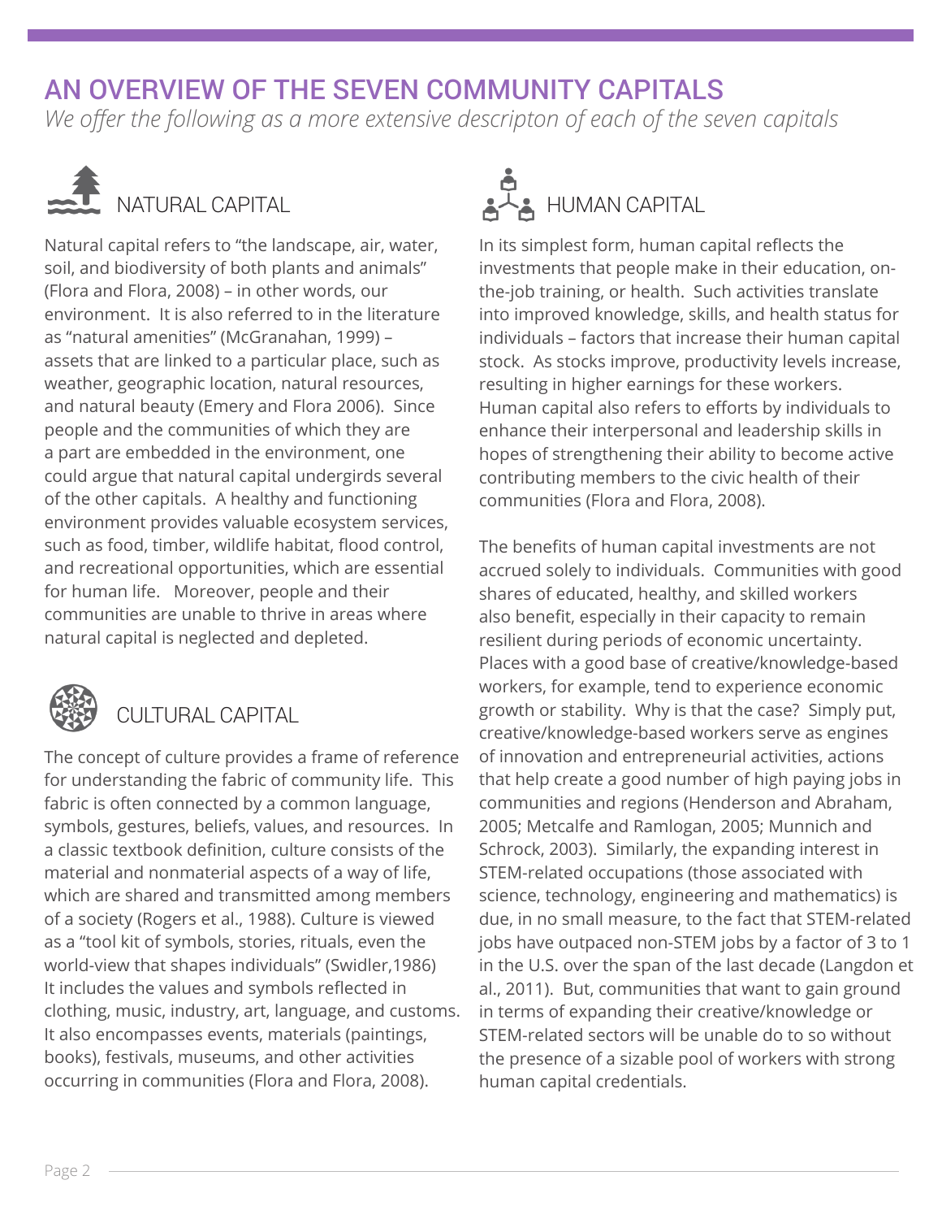# AN OVERVIEW OF THE SEVEN COMMUNITY CAPITALS

*We offer the following as a more extensive descripton of each of the seven capitals*

## NATURAL CAPITAL

Natural capital refers to "the landscape, air, water, soil, and biodiversity of both plants and animals" (Flora and Flora, 2008) – in other words, our environment. It is also referred to in the literature as "natural amenities" (McGranahan, 1999) – assets that are linked to a particular place, such as weather, geographic location, natural resources, and natural beauty (Emery and Flora 2006). Since people and the communities of which they are a part are embedded in the environment, one could argue that natural capital undergirds several of the other capitals. A healthy and functioning environment provides valuable ecosystem services, such as food, timber, wildlife habitat, flood control, and recreational opportunities, which are essential for human life. Moreover, people and their communities are unable to thrive in areas where natural capital is neglected and depleted.

## CULTURAL CAPITAL

The concept of culture provides a frame of reference for understanding the fabric of community life. This fabric is often connected by a common language, symbols, gestures, beliefs, values, and resources. In a classic textbook definition, culture consists of the material and nonmaterial aspects of a way of life, which are shared and transmitted among members of a society (Rogers et al., 1988). Culture is viewed as a "tool kit of symbols, stories, rituals, even the world-view that shapes individuals" (Swidler,1986) It includes the values and symbols reflected in clothing, music, industry, art, language, and customs. It also encompasses events, materials (paintings, books), festivals, museums, and other activities occurring in communities (Flora and Flora, 2008).

## HUMAN CAPITAL

In its simplest form, human capital reflects the investments that people make in their education, on-the-job training, or health. Such activities translate into improved knowledge, skills, and health status for individuals – factors that increase their human capital stock. As stocks improve, productivity levels increase, resulting in higher earnings for these workers. Human capital also refers to efforts by individuals to enhance their interpersonal and leadership skills in hopes of strengthening their ability to become active contributing members to the civic health of their communities (Flora and Flora, 2008).

The benefits of human capital investments are not accrued solely to individuals. Communities with good shares of educated, healthy, and skilled workers also benefit, especially in their capacity to remain resilient during periods of economic uncertainty. Places with a good base of creative/knowledge-based workers, for example, tend to experience economic growth or stability. Why is that the case? Simply put, creative/knowledge-based workers serve as engines of innovation and entrepreneurial activities, actions that help create a good number of high paying jobs in communities and regions (Henderson and Abraham, 2005; Metcalfe and Ramlogan, 2005; Munnich and Schrock, 2003). Similarly, the expanding interest in STEM-related occupations (those associated with science, technology, engineering and mathematics) is due, in no small measure, to the fact that STEM-related jobs have outpaced non-STEM jobs by a factor of 3 to 1 in the U.S. over the span of the last decade (Langdon et al., 2011). But, communities that want to gain ground in terms of expanding their creative/knowledge or STEM-related sectors will be unable do to so without the presence of a sizable pool of workers with strong human capital credentials.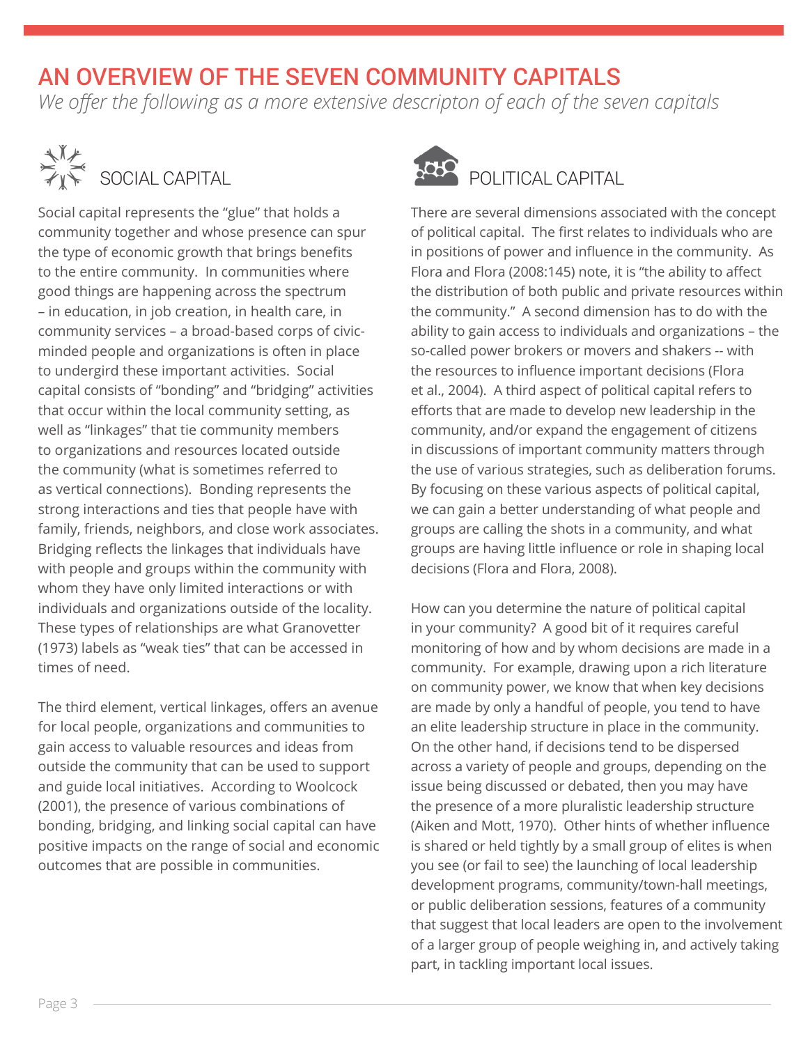# AN OVERVIEW OF THE SEVEN COMMUNITY CAPITALS

*We offer the following as a more extensive descripton of each of the seven capitals*

## SOCIAL CAPITAL

Social capital represents the "glue" that holds a community together and whose presence can spur the type of economic growth that brings benefits to the entire community. In communities where good things are happening across the spectrum – in education, in job creation, in health care, in community services – a broad-based corps of civic-minded people and organizations is often in place to undergird these important activities. Social capital consists of "bonding" and "bridging" activities that occur within the local community setting, as well as "linkages" that tie community members to organizations and resources located outside the community (what is sometimes referred to as vertical connections). Bonding represents the strong interactions and ties that people have with family, friends, neighbors, and close work associates. Bridging reflects the linkages that individuals have with people and groups within the community with whom they have only limited interactions or with individuals and organizations outside of the locality. These types of relationships are what Granovetter (1973) labels as "weak ties" that can be accessed in times of need.

The third element, vertical linkages, offers an avenue for local people, organizations and communities to gain access to valuable resources and ideas from outside the community that can be used to support and guide local initiatives. According to Woolcock (2001), the presence of various combinations of bonding, bridging, and linking social capital can have positive impacts on the range of social and economic outcomes that are possible in communities.

## POLITICAL CAPITAL

There are several dimensions associated with the concept of political capital. The first relates to individuals who are in positions of power and influence in the community. As Flora and Flora (2008:145) note, it is "the ability to affect the distribution of both public and private resources within the community." A second dimension has to do with the ability to gain access to individuals and organizations – the so-called power brokers or movers and shakers -- with the resources to influence important decisions (Flora et al., 2004). A third aspect of political capital refers to efforts that are made to develop new leadership in the community, and/or expand the engagement of citizens in discussions of important community matters through the use of various strategies, such as deliberation forums. By focusing on these various aspects of political capital, we can gain a better understanding of what people and groups are calling the shots in a community, and what groups are having little influence or role in shaping local decisions (Flora and Flora, 2008).

How can you determine the nature of political capital in your community? A good bit of it requires careful monitoring of how and by whom decisions are made in a community. For example, drawing upon a rich literature on community power, we know that when key decisions are made by only a handful of people, you tend to have an elite leadership structure in place in the community. On the other hand, if decisions tend to be dispersed across a variety of people and groups, depending on the issue being discussed or debated, then you may have the presence of a more pluralistic leadership structure (Aiken and Mott, 1970). Other hints of whether influence is shared or held tightly by a small group of elites is when you see (or fail to see) the launching of local leadership development programs, community/town-hall meetings, or public deliberation sessions, features of a community that suggest that local leaders are open to the involvement of a larger group of people weighing in, and actively taking part, in tackling important local issues.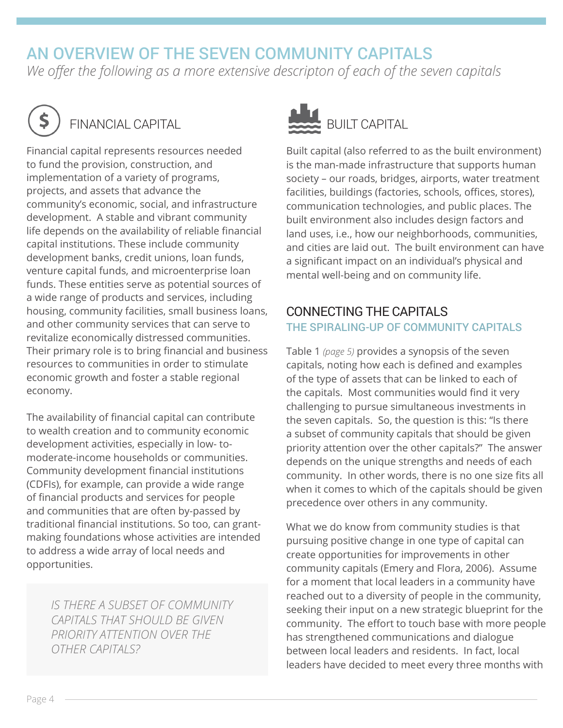# AN OVERVIEW OF THE SEVEN COMMUNITY CAPITALS

*We offer the following as a more extensive descripton of each of the seven capitals*

## FINANCIAL CAPITAL

Financial capital represents resources needed to fund the provision, construction, and implementation of a variety of programs, projects, and assets that advance the community's economic, social, and infrastructure development. A stable and vibrant community life depends on the availability of reliable financial capital institutions. These include community development banks, credit unions, loan funds, venture capital funds, and microenterprise loan funds. These entities serve as potential sources of a wide range of products and services, including housing, community facilities, small business loans, and other community services that can serve to revitalize economically distressed communities. Their primary role is to bring financial and business resources to communities in order to stimulate economic growth and foster a stable regional economy.

The availability of financial capital can contribute to wealth creation and to community economic development activities, especially in low- to-moderate-income households or communities. Community development financial institutions (CDFIs), for example, can provide a wide range of financial products and services for people and communities that are often by-passed by traditional financial institutions. So too, can grant-making foundations whose activities are intended to address a wide array of local needs and opportunities.

> *IS THERE A SUBSET OF COMMUNITY CAPITALS THAT SHOULD BE GIVEN PRIORITY ATTENTION OVER THE OTHER CAPITALS?*

## BUILT CAPITAL

Built capital (also referred to as the built environment) is the man-made infrastructure that supports human society – our roads, bridges, airports, water treatment facilities, buildings (factories, schools, offices, stores), communication technologies, and public places. The built environment also includes design factors and land uses, i.e., how our neighborhoods, communities, and cities are laid out. The built environment can have a significant impact on an individual's physical and mental well-being and on community life.

## CONNECTING THE CAPITALS

### THE SPIRALING-UP OF COMMUNITY CAPITALS

Table 1 *(page 5)* provides a synopsis of the seven capitals, noting how each is defined and examples of the type of assets that can be linked to each of the capitals. Most communities would find it very challenging to pursue simultaneous investments in the seven capitals. So, the question is this: "Is there a subset of community capitals that should be given priority attention over the other capitals?" The answer depends on the unique strengths and needs of each community. In other words, there is no one size fits all when it comes to which of the capitals should be given precedence over others in any community.

What we do know from community studies is that pursuing positive change in one type of capital can create opportunities for improvements in other community capitals (Emery and Flora, 2006). Assume for a moment that local leaders in a community have reached out to a diversity of people in the community, seeking their input on a new strategic blueprint for the community. The effort to touch base with more people has strengthened communications and dialogue between local leaders and residents. In fact, local leaders have decided to meet every three months with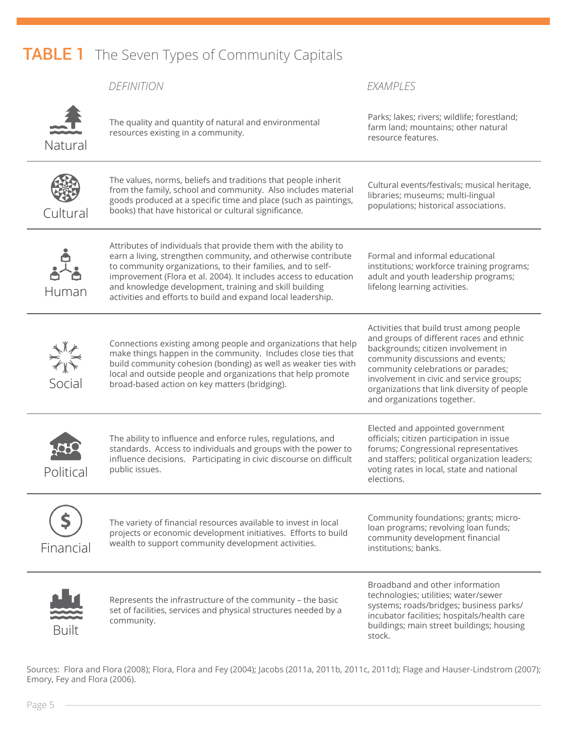## TABLE 1 The Seven Types of Community Capitals

| | *DEFINITION* | *EXAMPLES* |
|---|---|---|
| Natural | The quality and quantity of natural and environmental resources existing in a community. | Parks; lakes; rivers; wildlife; forestland; farm land; mountains; other natural resource features. |
| Cultural | The values, norms, beliefs and traditions that people inherit from the family, school and community. Also includes material goods produced at a specific time and place (such as paintings, books) that have historical or cultural significance. | Cultural events/festivals; musical heritage, libraries; museums; multi-lingual populations; historical associations. |
| Human | Attributes of individuals that provide them with the ability to earn a living, strengthen community, and otherwise contribute to community organizations, to their families, and to self-improvement (Flora et al. 2004). It includes access to education and knowledge development, training and skill building activities and efforts to build and expand local leadership. | Formal and informal educational institutions; workforce training programs; adult and youth leadership programs; lifelong learning activities. |
| Social | Connections existing among people and organizations that help make things happen in the community. Includes close ties that build community cohesion (bonding) as well as weaker ties with local and outside people and organizations that help promote broad-based action on key matters (bridging). | Activities that build trust among people and groups of different races and ethnic backgrounds; citizen involvement in community discussions and events; community celebrations or parades; involvement in civic and service groups; organizations that link diversity of people and organizations together. |
| Political | The ability to influence and enforce rules, regulations, and standards. Access to individuals and groups with the power to influence decisions. Participating in civic discourse on difficult public issues. | Elected and appointed government officials; citizen participation in issue forums; Congressional representatives and staffers; political organization leaders; voting rates in local, state and national elections. |
| Financial | The variety of financial resources available to invest in local projects or economic development initiatives. Efforts to build wealth to support community development activities. | Community foundations; grants; micro-loan programs; revolving loan funds; community development financial institutions; banks. |
| Built | Represents the infrastructure of the community – the basic set of facilities, services and physical structures needed by a community. | Broadband and other information technologies; utilities; water/sewer systems; roads/bridges; business parks/incubator facilities; hospitals/health care buildings; main street buildings; housing stock. |

Sources: Flora and Flora (2008); Flora, Flora and Fey (2004); Jacobs (2011a, 2011b, 2011c, 2011d); Flage and Hauser-Lindstrom (2007); Emory, Fey and Flora (2006).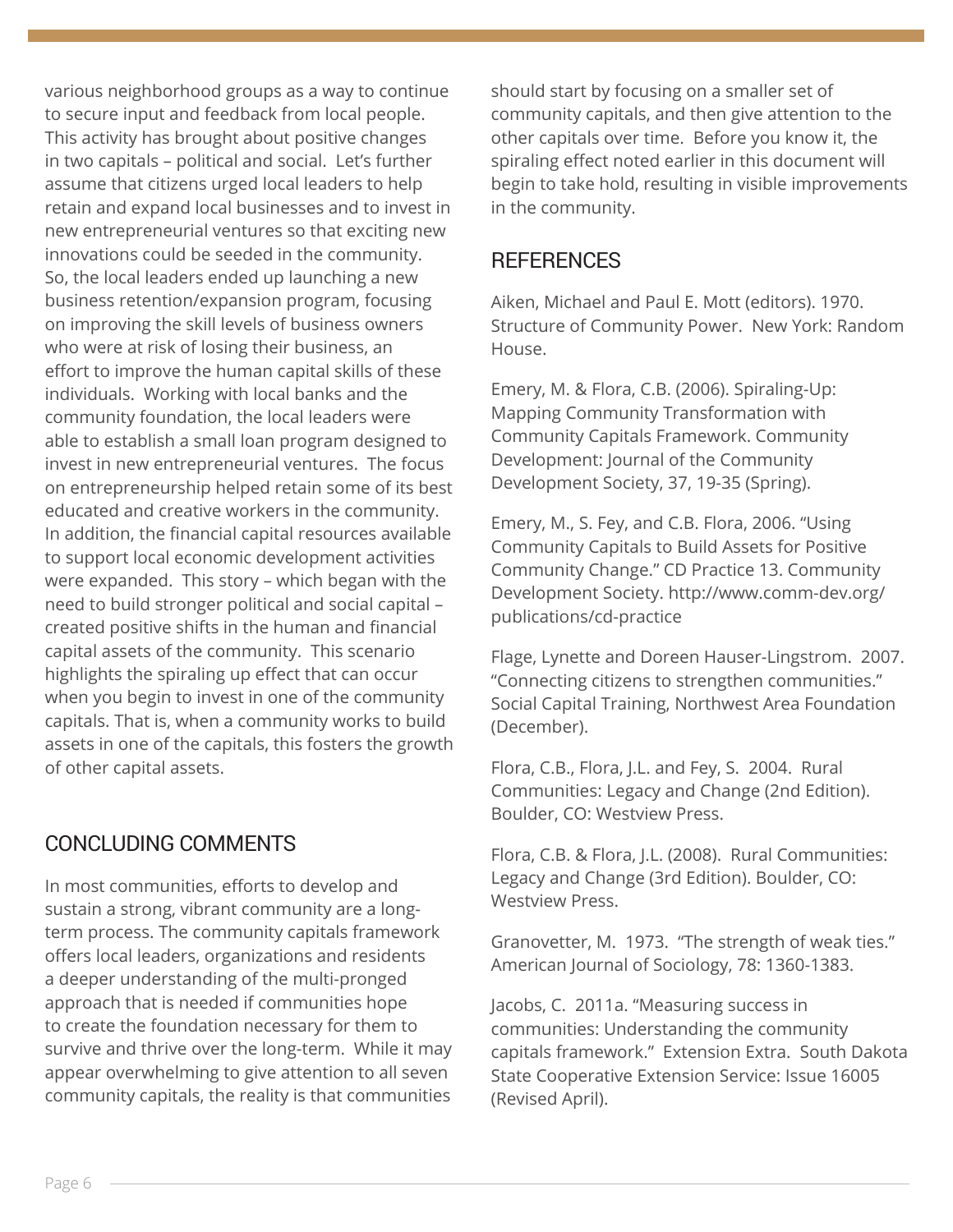various neighborhood groups as a way to continue to secure input and feedback from local people. This activity has brought about positive changes in two capitals – political and social. Let's further assume that citizens urged local leaders to help retain and expand local businesses and to invest in new entrepreneurial ventures so that exciting new innovations could be seeded in the community. So, the local leaders ended up launching a new business retention/expansion program, focusing on improving the skill levels of business owners who were at risk of losing their business, an effort to improve the human capital skills of these individuals. Working with local banks and the community foundation, the local leaders were able to establish a small loan program designed to invest in new entrepreneurial ventures. The focus on entrepreneurship helped retain some of its best educated and creative workers in the community. In addition, the financial capital resources available to support local economic development activities were expanded. This story – which began with the need to build stronger political and social capital – created positive shifts in the human and financial capital assets of the community. This scenario highlights the spiraling up effect that can occur when you begin to invest in one of the community capitals. That is, when a community works to build assets in one of the capitals, this fosters the growth of other capital assets.

## CONCLUDING COMMENTS

In most communities, efforts to develop and sustain a strong, vibrant community are a long-term process. The community capitals framework offers local leaders, organizations and residents a deeper understanding of the multi-pronged approach that is needed if communities hope to create the foundation necessary for them to survive and thrive over the long-term. While it may appear overwhelming to give attention to all seven community capitals, the reality is that communities should start by focusing on a smaller set of community capitals, and then give attention to the other capitals over time. Before you know it, the spiraling effect noted earlier in this document will begin to take hold, resulting in visible improvements in the community.

## REFERENCES

Aiken, Michael and Paul E. Mott (editors). 1970. Structure of Community Power. New York: Random House.

Emery, M. & Flora, C.B. (2006). Spiraling-Up: Mapping Community Transformation with Community Capitals Framework. Community Development: Journal of the Community Development Society, 37, 19-35 (Spring).

Emery, M., S. Fey, and C.B. Flora, 2006. "Using Community Capitals to Build Assets for Positive Community Change." CD Practice 13. Community Development Society. http://www.comm-dev.org/publications/cd-practice

Flage, Lynette and Doreen Hauser-Lingstrom. 2007. "Connecting citizens to strengthen communities." Social Capital Training, Northwest Area Foundation (December).

Flora, C.B., Flora, J.L. and Fey, S. 2004. Rural Communities: Legacy and Change (2nd Edition). Boulder, CO: Westview Press.

Flora, C.B. & Flora, J.L. (2008). Rural Communities: Legacy and Change (3rd Edition). Boulder, CO: Westview Press.

Granovetter, M. 1973. "The strength of weak ties." American Journal of Sociology, 78: 1360-1383.

Jacobs, C. 2011a. "Measuring success in communities: Understanding the community capitals framework." Extension Extra. South Dakota State Cooperative Extension Service: Issue 16005 (Revised April).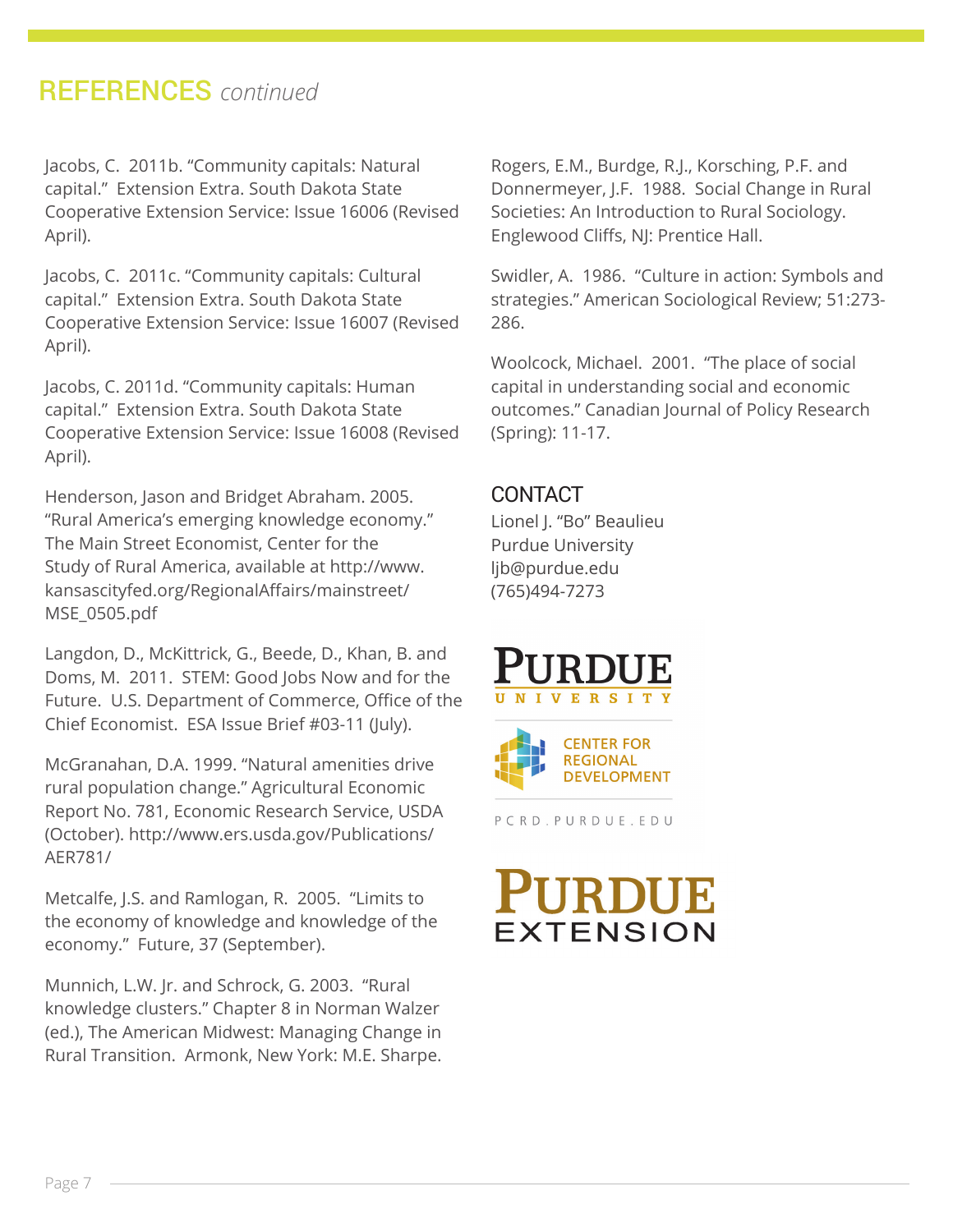## REFERENCES *continued*

Jacobs, C. 2011b. "Community capitals: Natural capital." Extension Extra. South Dakota State Cooperative Extension Service: Issue 16006 (Revised April).

Jacobs, C. 2011c. "Community capitals: Cultural capital." Extension Extra. South Dakota State Cooperative Extension Service: Issue 16007 (Revised April).

Jacobs, C. 2011d. "Community capitals: Human capital." Extension Extra. South Dakota State Cooperative Extension Service: Issue 16008 (Revised April).

Henderson, Jason and Bridget Abraham. 2005. "Rural America's emerging knowledge economy." The Main Street Economist, Center for the Study of Rural America, available at http://www.kansascityfed.org/RegionalAffairs/mainstreet/MSE_0505.pdf

Langdon, D., McKittrick, G., Beede, D., Khan, B. and Doms, M. 2011. STEM: Good Jobs Now and for the Future. U.S. Department of Commerce, Office of the Chief Economist. ESA Issue Brief #03-11 (July).

McGranahan, D.A. 1999. "Natural amenities drive rural population change." Agricultural Economic Report No. 781, Economic Research Service, USDA (October). http://www.ers.usda.gov/Publications/AER781/

Metcalfe, J.S. and Ramlogan, R. 2005. "Limits to the economy of knowledge and knowledge of the economy." Future, 37 (September).

Munnich, L.W. Jr. and Schrock, G. 2003. "Rural knowledge clusters." Chapter 8 in Norman Walzer (ed.), The American Midwest: Managing Change in Rural Transition. Armonk, New York: M.E. Sharpe.

Rogers, E.M., Burdge, R.J., Korsching, P.F. and Donnermeyer, J.F. 1988. Social Change in Rural Societies: An Introduction to Rural Sociology. Englewood Cliffs, NJ: Prentice Hall.

Swidler, A. 1986. "Culture in action: Symbols and strategies." American Sociological Review; 51:273-286.

Woolcock, Michael. 2001. "The place of social capital in understanding social and economic outcomes." Canadian Journal of Policy Research (Spring): 11-17.

## CONTACT

Lionel J. "Bo" Beaulieu
Purdue University
ljb@purdue.edu
(765)494-7273

PURDUE UNIVERSITY

CENTER FOR REGIONAL DEVELOPMENT

PCRD.PURDUE.EDU

PURDUE EXTENSION